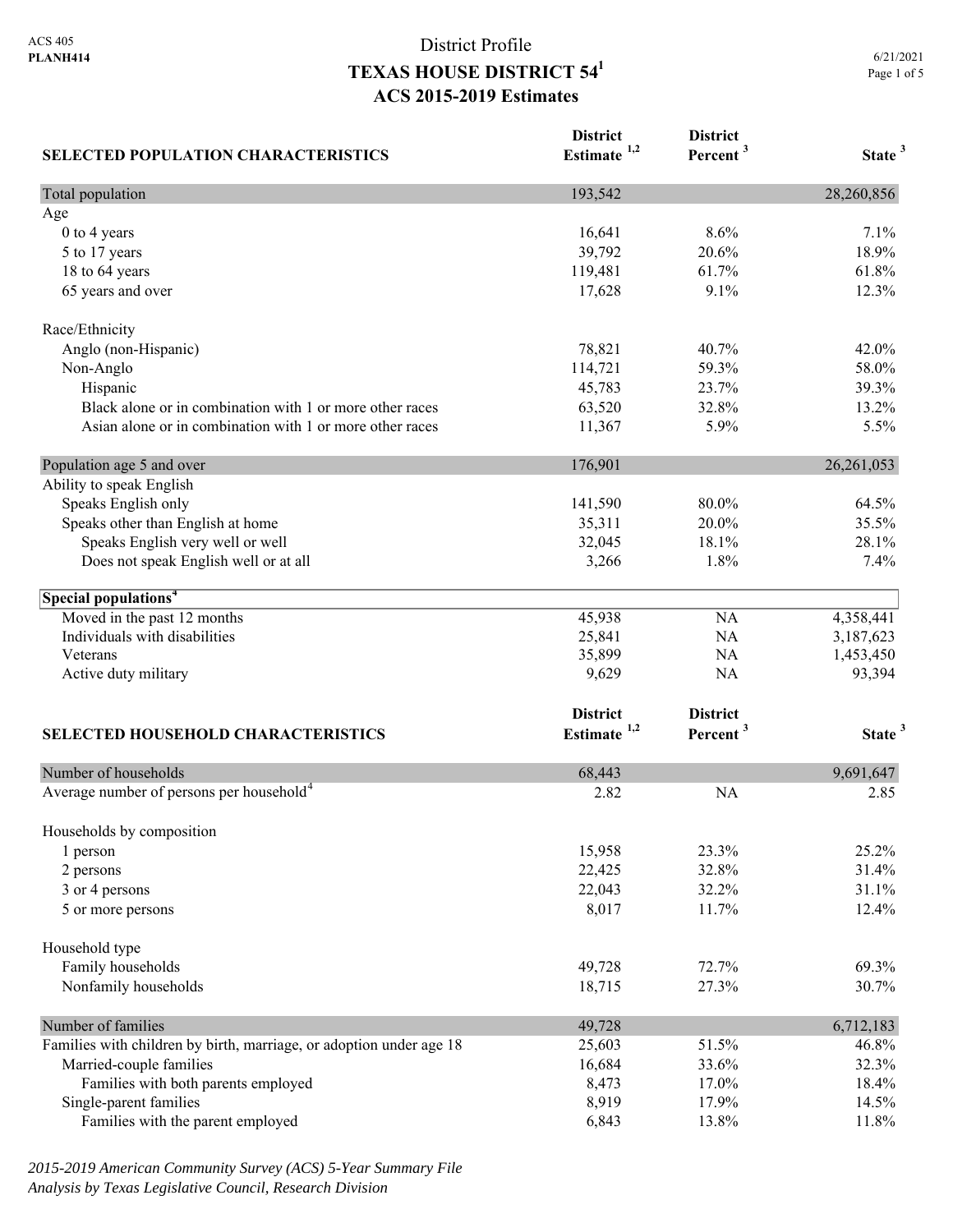ACS 405
**PLANH414**

# District Profile
## TEXAS HOUSE DISTRICT 54[1]
## ACS 2015-2019 Estimates

6/21/2021

| SELECTED POPULATION CHARACTERISTICS | District Estimate [1,2] | District Percent [3] | State [3] |
|---|---|---|---|
| Total population | 193,542 | | 28,260,856 |
| Age | | | |
| 0 to 4 years | 16,641 | 8.6% | 7.1% |
| 5 to 17 years | 39,792 | 20.6% | 18.9% |
| 18 to 64 years | 119,481 | 61.7% | 61.8% |
| 65 years and over | 17,628 | 9.1% | 12.3% |
| Race/Ethnicity | | | |
| Anglo (non-Hispanic) | 78,821 | 40.7% | 42.0% |
| Non-Anglo | 114,721 | 59.3% | 58.0% |
| Hispanic | 45,783 | 23.7% | 39.3% |
| Black alone or in combination with 1 or more other races | 63,520 | 32.8% | 13.2% |
| Asian alone or in combination with 1 or more other races | 11,367 | 5.9% | 5.5% |
| Population age 5 and over | 176,901 | | 26,261,053 |
| Ability to speak English | | | |
| Speaks English only | 141,590 | 80.0% | 64.5% |
| Speaks other than English at home | 35,311 | 20.0% | 35.5% |
| Speaks English very well or well | 32,045 | 18.1% | 28.1% |
| Does not speak English well or at all | 3,266 | 1.8% | 7.4% |
| **Special populations[4]** | | | |
| Moved in the past 12 months | 45,938 | NA | 4,358,441 |
| Individuals with disabilities | 25,841 | NA | 3,187,623 |
| Veterans | 35,899 | NA | 1,453,450 |
| Active duty military | 9,629 | NA | 93,394 |

| SELECTED HOUSEHOLD CHARACTERISTICS | District Estimate [1,2] | District Percent [3] | State [3] |
|---|---|---|---|
| Number of households | 68,443 | | 9,691,647 |
| Average number of persons per household[4] | 2.82 | NA | 2.85 |
| Households by composition | | | |
| 1 person | 15,958 | 23.3% | 25.2% |
| 2 persons | 22,425 | 32.8% | 31.4% |
| 3 or 4 persons | 22,043 | 32.2% | 31.1% |
| 5 or more persons | 8,017 | 11.7% | 12.4% |
| Household type | | | |
| Family households | 49,728 | 72.7% | 69.3% |
| Nonfamily households | 18,715 | 27.3% | 30.7% |
| Number of families | 49,728 | | 6,712,183 |
| Families with children by birth, marriage, or adoption under age 18 | 25,603 | 51.5% | 46.8% |
| Married-couple families | 16,684 | 33.6% | 32.3% |
| Families with both parents employed | 8,473 | 17.0% | 18.4% |
| Single-parent families | 8,919 | 17.9% | 14.5% |
| Families with the parent employed | 6,843 | 13.8% | 11.8% |

*2015-2019 American Community Survey (ACS) 5-Year Summary File*
*Analysis by Texas Legislative Council, Research Division*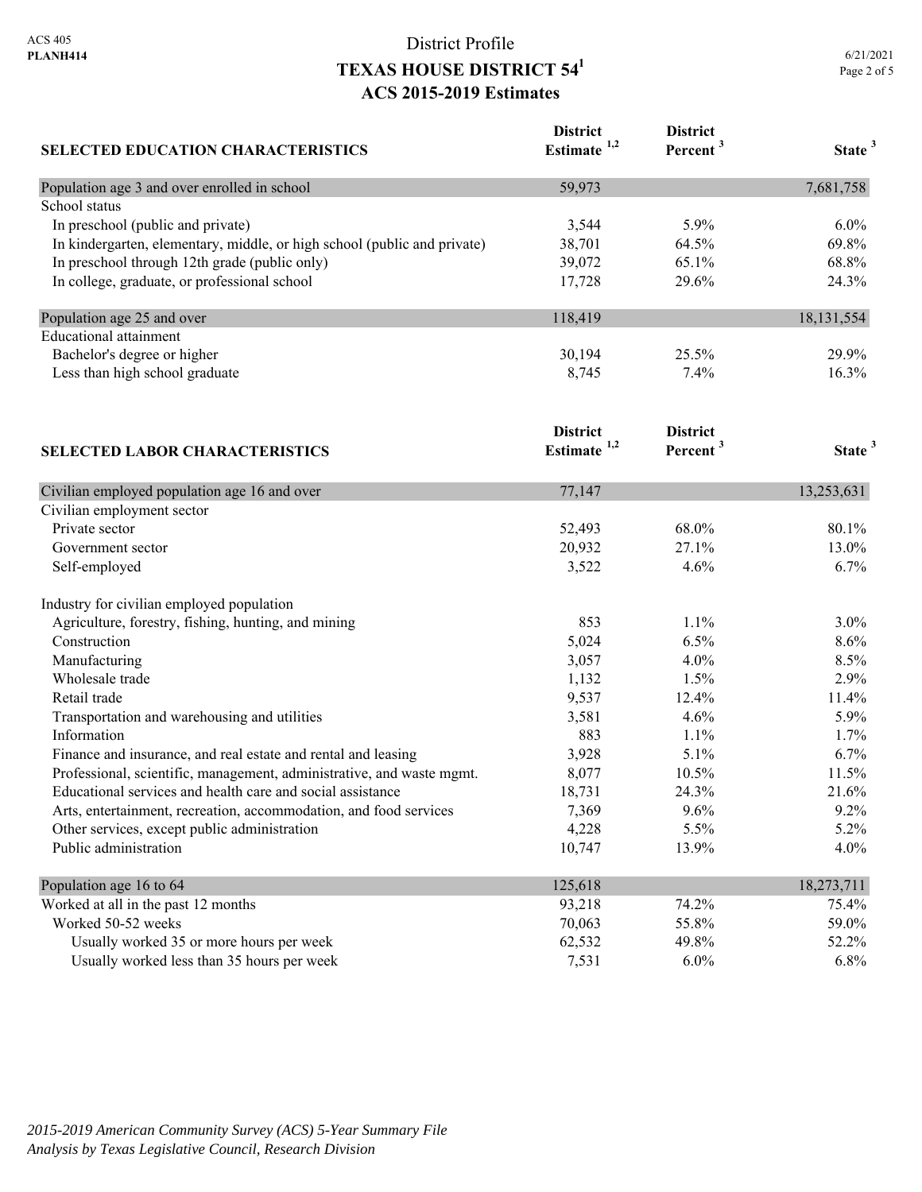# District Profile
# TEXAS HOUSE DISTRICT 54[1]
## ACS 2015-2019 Estimates

| SELECTED EDUCATION CHARACTERISTICS | District Estimate [1,2] | District Percent [3] | State [3] |
|---|---|---|---|
| Population age 3 and over enrolled in school | 59,973 | | 7,681,758 |
| School status | | | |
| In preschool (public and private) | 3,544 | 5.9% | 6.0% |
| In kindergarten, elementary, middle, or high school (public and private) | 38,701 | 64.5% | 69.8% |
| In preschool through 12th grade (public only) | 39,072 | 65.1% | 68.8% |
| In college, graduate, or professional school | 17,728 | 29.6% | 24.3% |
| Population age 25 and over | 118,419 | | 18,131,554 |
| Educational attainment | | | |
| Bachelor's degree or higher | 30,194 | 25.5% | 29.9% |
| Less than high school graduate | 8,745 | 7.4% | 16.3% |

| SELECTED LABOR CHARACTERISTICS | District Estimate [1,2] | District Percent [3] | State [3] |
|---|---|---|---|
| Civilian employed population age 16 and over | 77,147 | | 13,253,631 |
| Civilian employment sector | | | |
| Private sector | 52,493 | 68.0% | 80.1% |
| Government sector | 20,932 | 27.1% | 13.0% |
| Self-employed | 3,522 | 4.6% | 6.7% |
| Industry for civilian employed population | | | |
| Agriculture, forestry, fishing, hunting, and mining | 853 | 1.1% | 3.0% |
| Construction | 5,024 | 6.5% | 8.6% |
| Manufacturing | 3,057 | 4.0% | 8.5% |
| Wholesale trade | 1,132 | 1.5% | 2.9% |
| Retail trade | 9,537 | 12.4% | 11.4% |
| Transportation and warehousing and utilities | 3,581 | 4.6% | 5.9% |
| Information | 883 | 1.1% | 1.7% |
| Finance and insurance, and real estate and rental and leasing | 3,928 | 5.1% | 6.7% |
| Professional, scientific, management, administrative, and waste mgmt. | 8,077 | 10.5% | 11.5% |
| Educational services and health care and social assistance | 18,731 | 24.3% | 21.6% |
| Arts, entertainment, recreation, accommodation, and food services | 7,369 | 9.6% | 9.2% |
| Other services, except public administration | 4,228 | 5.5% | 5.2% |
| Public administration | 10,747 | 13.9% | 4.0% |
| Population age 16 to 64 | 125,618 | | 18,273,711 |
| Worked at all in the past 12 months | 93,218 | 74.2% | 75.4% |
| Worked 50-52 weeks | 70,063 | 55.8% | 59.0% |
| Usually worked 35 or more hours per week | 62,532 | 49.8% | 52.2% |
| Usually worked less than 35 hours per week | 7,531 | 6.0% | 6.8% |

*2015-2019 American Community Survey (ACS) 5-Year Summary File*
*Analysis by Texas Legislative Council, Research Division*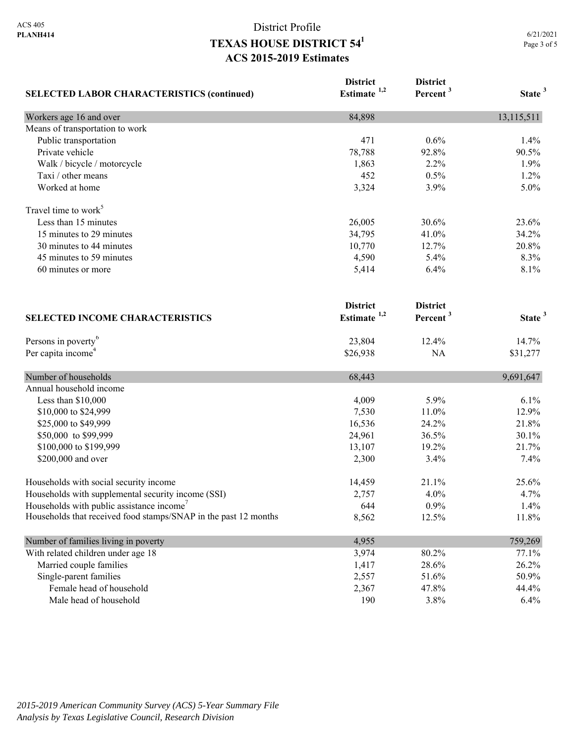District Profile

# TEXAS HOUSE DISTRICT 54[1]

## ACS 2015-2019 Estimates

| SELECTED LABOR CHARACTERISTICS (continued) | District Estimate [1,2] | District Percent [3] | State [3] |
|---|---|---|---|
| Workers age 16 and over | 84,898 | | 13,115,511 |
| Means of transportation to work | | | |
| Public transportation | 471 | 0.6% | 1.4% |
| Private vehicle | 78,788 | 92.8% | 90.5% |
| Walk / bicycle / motorcycle | 1,863 | 2.2% | 1.9% |
| Taxi / other means | 452 | 0.5% | 1.2% |
| Worked at home | 3,324 | 3.9% | 5.0% |
| Travel time to work[5] | | | |
| Less than 15 minutes | 26,005 | 30.6% | 23.6% |
| 15 minutes to 29 minutes | 34,795 | 41.0% | 34.2% |
| 30 minutes to 44 minutes | 10,770 | 12.7% | 20.8% |
| 45 minutes to 59 minutes | 4,590 | 5.4% | 8.3% |
| 60 minutes or more | 5,414 | 6.4% | 8.1% |

| SELECTED INCOME CHARACTERISTICS | District Estimate [1,2] | District Percent [3] | State [3] |
|---|---|---|---|
| Persons in poverty[6] | 23,804 | 12.4% | 14.7% |
| Per capita income[4] | $26,938 | NA | $31,277 |
| Number of households | 68,443 | | 9,691,647 |
| Annual household income | | | |
| Less than $10,000 | 4,009 | 5.9% | 6.1% |
| $10,000 to $24,999 | 7,530 | 11.0% | 12.9% |
| $25,000 to $49,999 | 16,536 | 24.2% | 21.8% |
| $50,000 to $99,999 | 24,961 | 36.5% | 30.1% |
| $100,000 to $199,999 | 13,107 | 19.2% | 21.7% |
| $200,000 and over | 2,300 | 3.4% | 7.4% |
| Households with social security income | 14,459 | 21.1% | 25.6% |
| Households with supplemental security income (SSI) | 2,757 | 4.0% | 4.7% |
| Households with public assistance income[7] | 644 | 0.9% | 1.4% |
| Households that received food stamps/SNAP in the past 12 months | 8,562 | 12.5% | 11.8% |
| Number of families living in poverty | 4,955 | | 759,269 |
| With related children under age 18 | 3,974 | 80.2% | 77.1% |
| Married couple families | 1,417 | 28.6% | 26.2% |
| Single-parent families | 2,557 | 51.6% | 50.9% |
| Female head of household | 2,367 | 47.8% | 44.4% |
| Male head of household | 190 | 3.8% | 6.4% |

*2015-2019 American Community Survey (ACS) 5-Year Summary File*
*Analysis by Texas Legislative Council, Research Division*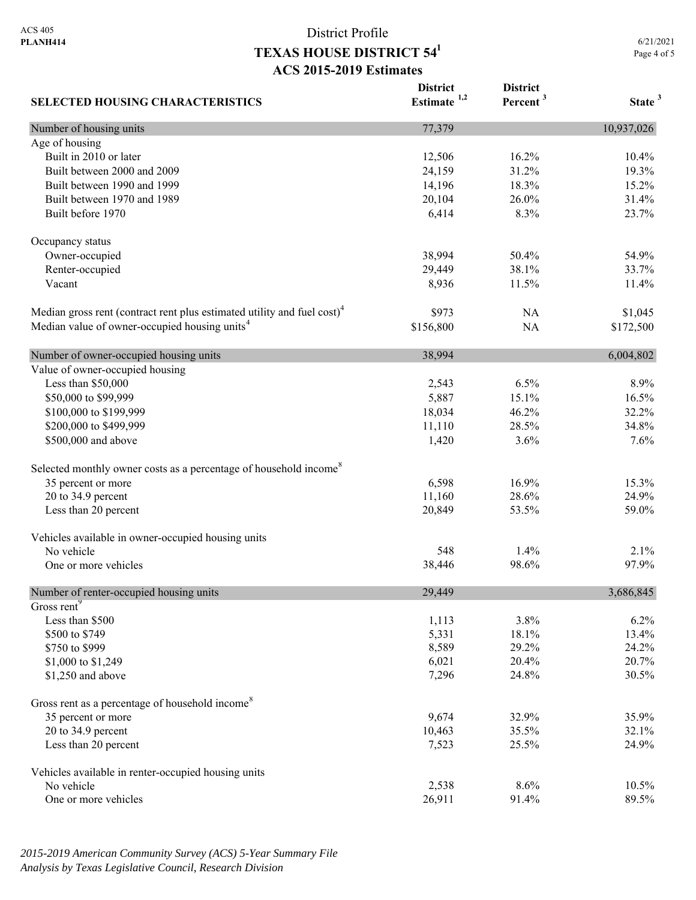ACS 405
**PLANH414**

# District Profile
## TEXAS HOUSE DISTRICT 54[1]
### ACS 2015-2019 Estimates

6/21/2021

| SELECTED HOUSING CHARACTERISTICS | District Estimate [1,2] | District Percent [3] | State [3] |
|---|---|---|---|
| Number of housing units | 77,379 | | 10,937,026 |
| Age of housing | | | |
| Built in 2010 or later | 12,506 | 16.2% | 10.4% |
| Built between 2000 and 2009 | 24,159 | 31.2% | 19.3% |
| Built between 1990 and 1999 | 14,196 | 18.3% | 15.2% |
| Built between 1970 and 1989 | 20,104 | 26.0% | 31.4% |
| Built before 1970 | 6,414 | 8.3% | 23.7% |
| Occupancy status | | | |
| Owner-occupied | 38,994 | 50.4% | 54.9% |
| Renter-occupied | 29,449 | 38.1% | 33.7% |
| Vacant | 8,936 | 11.5% | 11.4% |
| Median gross rent (contract rent plus estimated utility and fuel cost)[4] | $973 | NA | $1,045 |
| Median value of owner-occupied housing units[4] | $156,800 | NA | $172,500 |
| Number of owner-occupied housing units | 38,994 | | 6,004,802 |
| Value of owner-occupied housing | | | |
| Less than $50,000 | 2,543 | 6.5% | 8.9% |
| $50,000 to $99,999 | 5,887 | 15.1% | 16.5% |
| $100,000 to $199,999 | 18,034 | 46.2% | 32.2% |
| $200,000 to $499,999 | 11,110 | 28.5% | 34.8% |
| $500,000 and above | 1,420 | 3.6% | 7.6% |
| Selected monthly owner costs as a percentage of household income[8] | | | |
| 35 percent or more | 6,598 | 16.9% | 15.3% |
| 20 to 34.9 percent | 11,160 | 28.6% | 24.9% |
| Less than 20 percent | 20,849 | 53.5% | 59.0% |
| Vehicles available in owner-occupied housing units | | | |
| No vehicle | 548 | 1.4% | 2.1% |
| One or more vehicles | 38,446 | 98.6% | 97.9% |
| Number of renter-occupied housing units | 29,449 | | 3,686,845 |
| Gross rent[9] | | | |
| Less than $500 | 1,113 | 3.8% | 6.2% |
| $500 to $749 | 5,331 | 18.1% | 13.4% |
| $750 to $999 | 8,589 | 29.2% | 24.2% |
| $1,000 to $1,249 | 6,021 | 20.4% | 20.7% |
| $1,250 and above | 7,296 | 24.8% | 30.5% |
| Gross rent as a percentage of household income[8] | | | |
| 35 percent or more | 9,674 | 32.9% | 35.9% |
| 20 to 34.9 percent | 10,463 | 35.5% | 32.1% |
| Less than 20 percent | 7,523 | 25.5% | 24.9% |
| Vehicles available in renter-occupied housing units | | | |
| No vehicle | 2,538 | 8.6% | 10.5% |
| One or more vehicles | 26,911 | 91.4% | 89.5% |

*2015-2019 American Community Survey (ACS) 5-Year Summary File*
*Analysis by Texas Legislative Council, Research Division*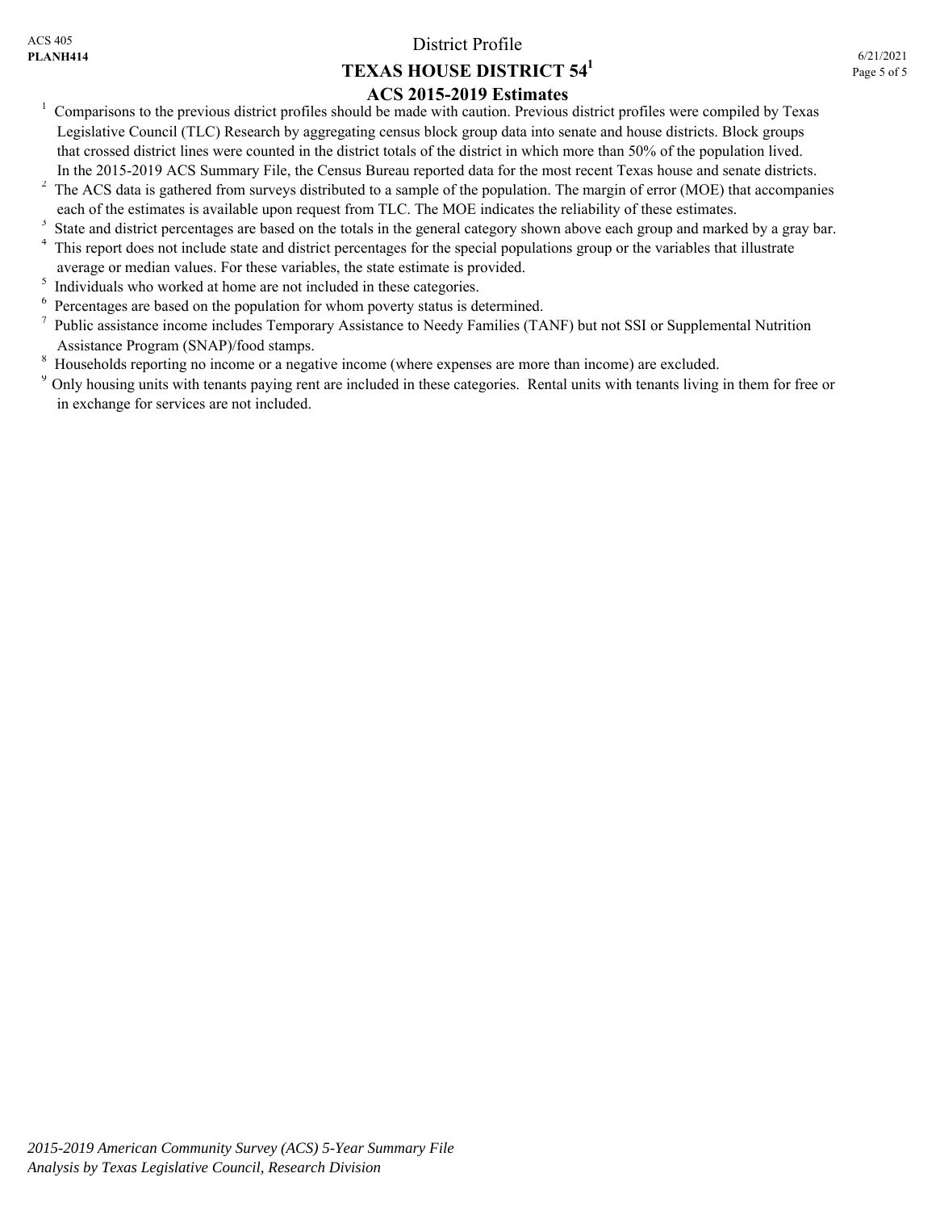# District Profile

## TEXAS HOUSE DISTRICT 54[1]

### ACS 2015-2019 Estimates

[1] Comparisons to the previous district profiles should be made with caution. Previous district profiles were compiled by Texas Legislative Council (TLC) Research by aggregating census block group data into senate and house districts. Block groups that crossed district lines were counted in the district totals of the district in which more than 50% of the population lived. In the 2015-2019 ACS Summary File, the Census Bureau reported data for the most recent Texas house and senate districts.

[2] The ACS data is gathered from surveys distributed to a sample of the population. The margin of error (MOE) that accompanies each of the estimates is available upon request from TLC. The MOE indicates the reliability of these estimates.

[3] State and district percentages are based on the totals in the general category shown above each group and marked by a gray bar.

[4] This report does not include state and district percentages for the special populations group or the variables that illustrate average or median values. For these variables, the state estimate is provided.

[5] Individuals who worked at home are not included in these categories.

[6] Percentages are based on the population for whom poverty status is determined.

[7] Public assistance income includes Temporary Assistance to Needy Families (TANF) but not SSI or Supplemental Nutrition Assistance Program (SNAP)/food stamps.

[8] Households reporting no income or a negative income (where expenses are more than income) are excluded.

[9] Only housing units with tenants paying rent are included in these categories. Rental units with tenants living in them for free or in exchange for services are not included.

*2015-2019 American Community Survey (ACS) 5-Year Summary File*
*Analysis by Texas Legislative Council, Research Division*